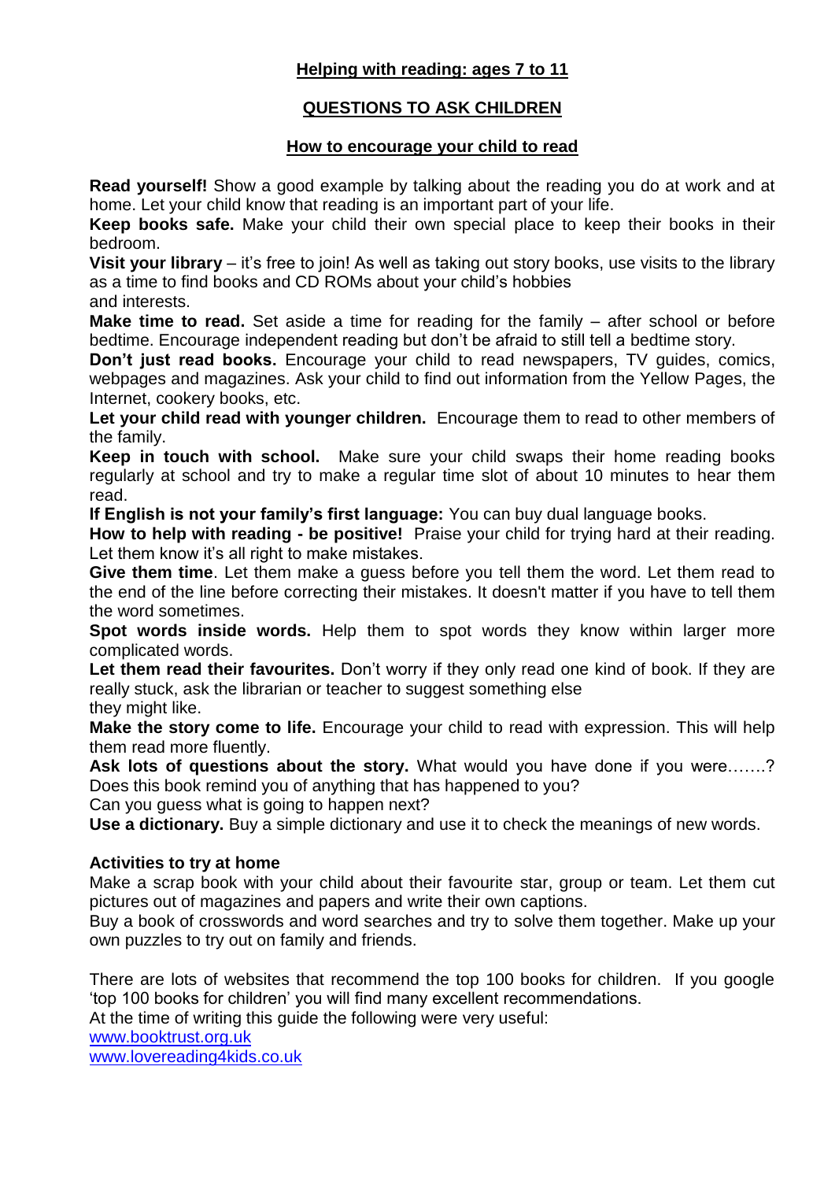## Helping with reading: ages 7 to 11

## QUESTIONS TO ASK CHILDREN

### How to encourage your child to read

**Read yourself!** Show a good example by talking about the reading you do at work and at home. Let your child know that reading is an important part of your life.

**Keep books safe.** Make your child their own special place to keep their books in their bedroom.

**Visit your library** – it's free to join! As well as taking out story books, use visits to the library as a time to find books and CD ROMs about your child's hobbies and interests.

**Make time to read.** Set aside a time for reading for the family – after school or before bedtime. Encourage independent reading but don't be afraid to still tell a bedtime story.

**Don't just read books.** Encourage your child to read newspapers, TV guides, comics, webpages and magazines. Ask your child to find out information from the Yellow Pages, the Internet, cookery books, etc.

**Let your child read with younger children.** Encourage them to read to other members of the family.

**Keep in touch with school.** Make sure your child swaps their home reading books regularly at school and try to make a regular time slot of about 10 minutes to hear them read.

**If English is not your family's first language:** You can buy dual language books.

**How to help with reading - be positive!** Praise your child for trying hard at their reading. Let them know it's all right to make mistakes.

**Give them time**. Let them make a guess before you tell them the word. Let them read to the end of the line before correcting their mistakes. It doesn't matter if you have to tell them the word sometimes.

**Spot words inside words.** Help them to spot words they know within larger more complicated words.

**Let them read their favourites.** Don't worry if they only read one kind of book. If they are really stuck, ask the librarian or teacher to suggest something else they might like.

**Make the story come to life.** Encourage your child to read with expression. This will help them read more fluently.

**Ask lots of questions about the story.** What would you have done if you were…….? Does this book remind you of anything that has happened to you?
Can you guess what is going to happen next?

**Use a dictionary.** Buy a simple dictionary and use it to check the meanings of new words.

**Activities to try at home**

Make a scrap book with your child about their favourite star, group or team. Let them cut pictures out of magazines and papers and write their own captions.

Buy a book of crosswords and word searches and try to solve them together. Make up your own puzzles to try out on family and friends.

There are lots of websites that recommend the top 100 books for children. If you google 'top 100 books for children' you will find many excellent recommendations.
At the time of writing this guide the following were very useful:
www.booktrust.org.uk
www.lovereading4kids.co.uk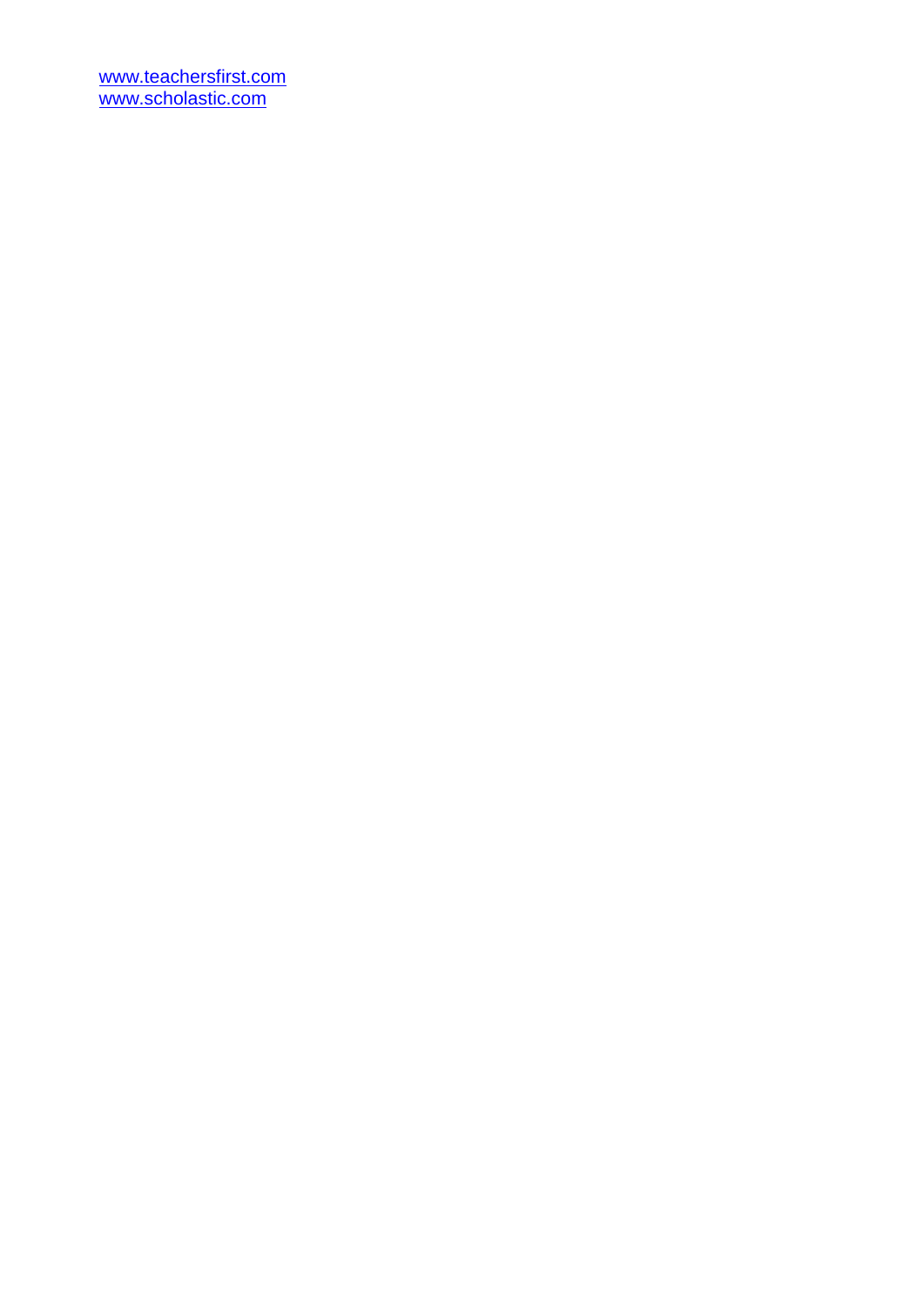www.teachersfirst.com
www.scholastic.com